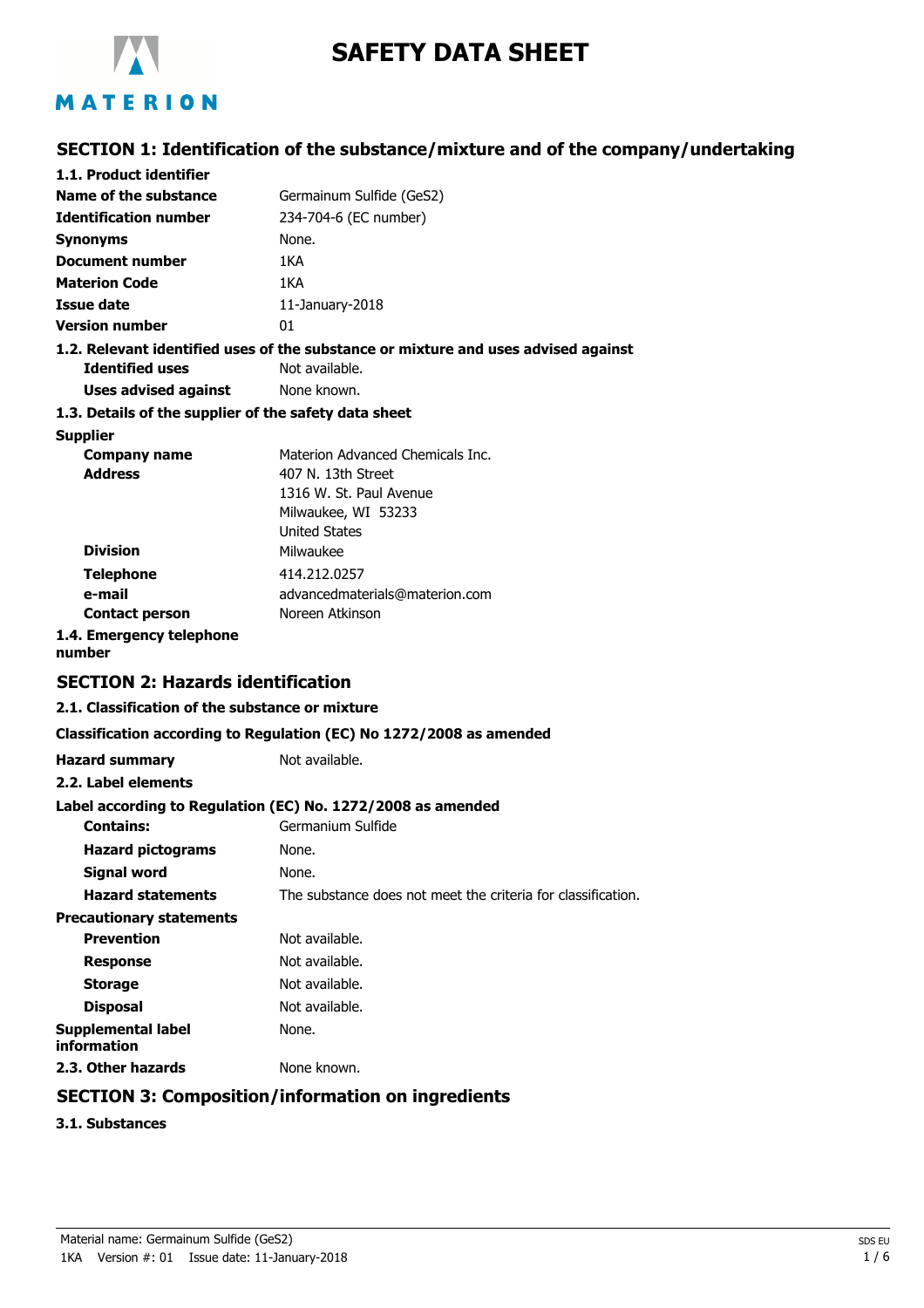# SAFETY DATA SHEET

## SECTION 1: Identification of the substance/mixture and of the company/undertaking

### 1.1. Product identifier

| | |
|---|---|
| **Name of the substance** | Germainum Sulfide (GeS2) |
| **Identification number** | 234-704-6 (EC number) |
| **Synonyms** | None. |
| **Document number** | 1KA |
| **Materion Code** | 1KA |
| **Issue date** | 11-January-2018 |
| **Version number** | 01 |

### 1.2. Relevant identified uses of the substance or mixture and uses advised against

| | |
|---|---|
| **Identified uses** | Not available. |
| **Uses advised against** | None known. |

### 1.3. Details of the supplier of the safety data sheet

**Supplier**

| | |
|---|---|
| **Company name** | Materion Advanced Chemicals Inc. |
| **Address** | 407 N. 13th Street<br>1316 W. St. Paul Avenue<br>Milwaukee, WI 53233<br>United States |
| **Division** | Milwaukee |
| **Telephone** | 414.212.0257 |
| **e-mail** | advancedmaterials@materion.com |
| **Contact person** | Noreen Atkinson |

### 1.4. Emergency telephone number

## SECTION 2: Hazards identification

### 2.1. Classification of the substance or mixture

**Classification according to Regulation (EC) No 1272/2008 as amended**

| | |
|---|---|
| **Hazard summary** | Not available. |

### 2.2. Label elements

**Label according to Regulation (EC) No. 1272/2008 as amended**

| | |
|---|---|
| **Contains:** | Germanium Sulfide |
| **Hazard pictograms** | None. |
| **Signal word** | None. |
| **Hazard statements** | The substance does not meet the criteria for classification. |

**Precautionary statements**

| | |
|---|---|
| **Prevention** | Not available. |
| **Response** | Not available. |
| **Storage** | Not available. |
| **Disposal** | Not available. |
| **Supplemental label information** | None. |

### 2.3. Other hazards

None known.

## SECTION 3: Composition/information on ingredients

### 3.1. Substances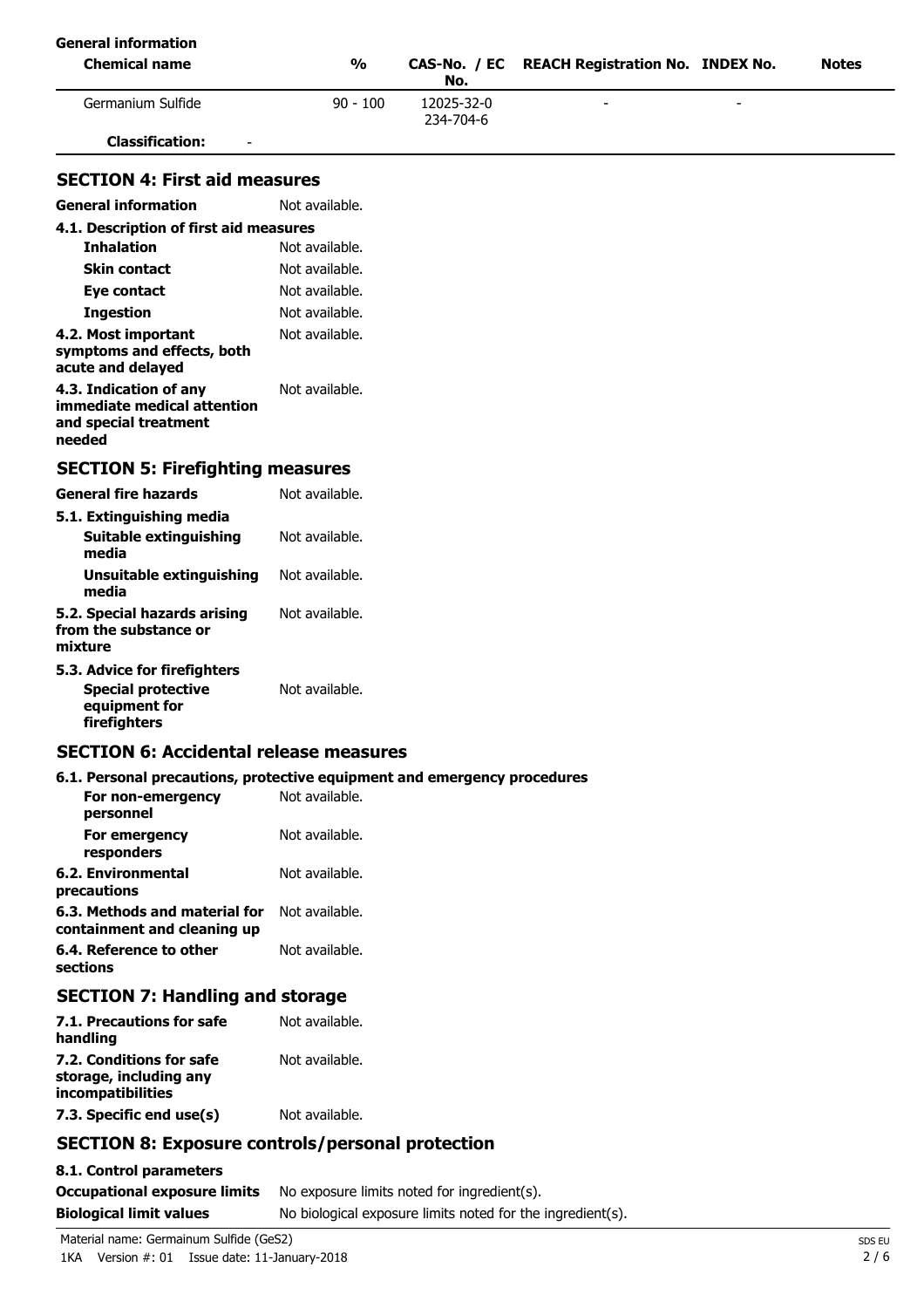**General information**

| Chemical name | % | CAS-No. / EC No. | REACH Registration No. | INDEX No. | Notes |
|---|---|---|---|---|---|
| Germanium Sulfide | 90 - 100 | 12025-32-0<br>234-704-6 | - | - | |
| **Classification:** - | | | | | |

## SECTION 4: First aid measures

**General information** Not available.

**4.1. Description of first aid measures**

**Inhalation** Not available.

**Skin contact** Not available.

**Eye contact** Not available.

**Ingestion** Not available.

**4.2. Most important symptoms and effects, both acute and delayed** Not available.

**4.3. Indication of any immediate medical attention and special treatment needed** Not available.

## SECTION 5: Firefighting measures

**General fire hazards** Not available.

**5.1. Extinguishing media**

**Suitable extinguishing media** Not available.

**Unsuitable extinguishing media** Not available.

**5.2. Special hazards arising from the substance or mixture** Not available.

**5.3. Advice for firefighters**

**Special protective equipment for firefighters** Not available.

## SECTION 6: Accidental release measures

**6.1. Personal precautions, protective equipment and emergency procedures**

**For non-emergency personnel** Not available.

**For emergency responders** Not available.

**6.2. Environmental precautions** Not available.

**6.3. Methods and material for containment and cleaning up** Not available.

**6.4. Reference to other sections** Not available.

## SECTION 7: Handling and storage

**7.1. Precautions for safe handling** Not available.

**7.2. Conditions for safe storage, including any incompatibilities** Not available.

**7.3. Specific end use(s)** Not available.

## SECTION 8: Exposure controls/personal protection

**8.1. Control parameters**

**Occupational exposure limits** No exposure limits noted for ingredient(s).

**Biological limit values** No biological exposure limits noted for the ingredient(s).

Material name: Germainum Sulfide (GeS2)

1KA Version #: 01 Issue date: 11-January-2018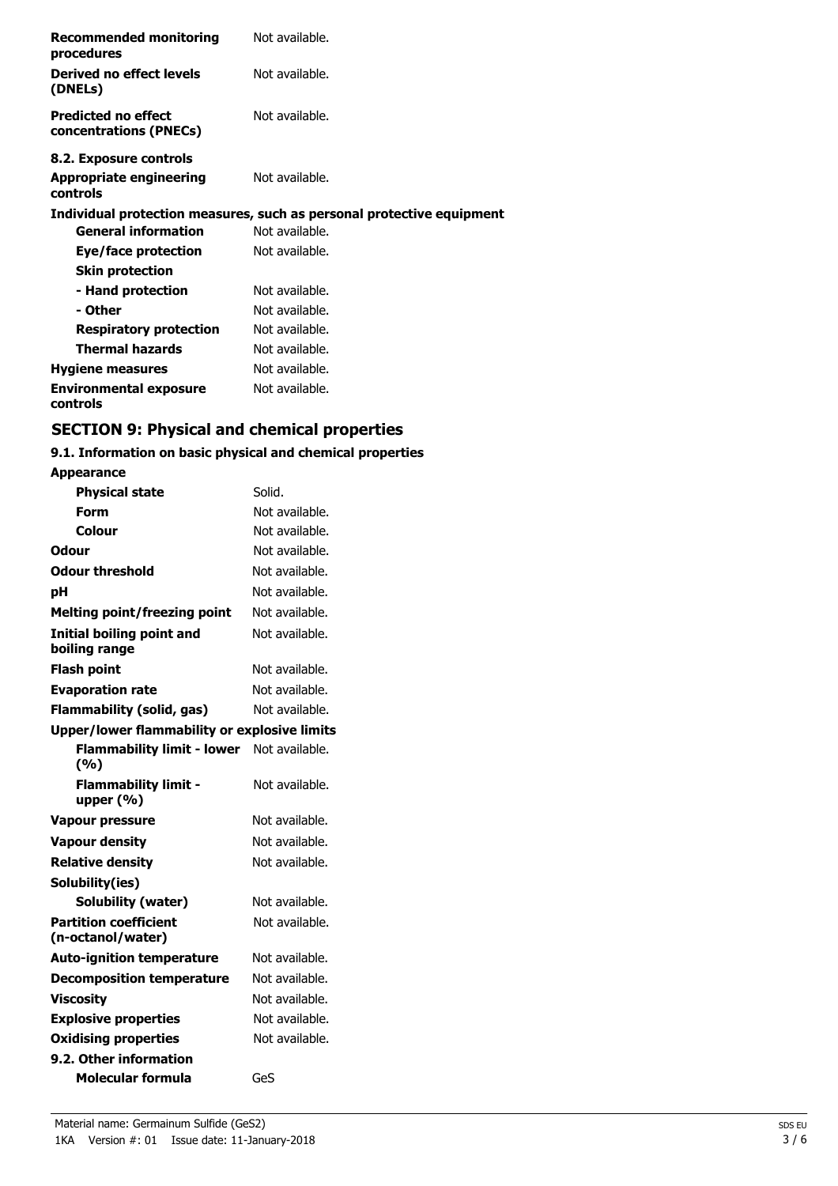| | |
|---|---|
| **Recommended monitoring procedures** | Not available. |
| **Derived no effect levels (DNELs)** | Not available. |
| **Predicted no effect concentrations (PNECs)** | Not available. |

**8.2. Exposure controls**

| | |
|---|---|
| **Appropriate engineering controls** | Not available. |

**Individual protection measures, such as personal protective equipment**

| | |
|---|---|
| **General information** | Not available. |
| **Eye/face protection** | Not available. |
| **Skin protection** | |
| **- Hand protection** | Not available. |
| **- Other** | Not available. |
| **Respiratory protection** | Not available. |
| **Thermal hazards** | Not available. |
| **Hygiene measures** | Not available. |
| **Environmental exposure controls** | Not available. |

## SECTION 9: Physical and chemical properties

**9.1. Information on basic physical and chemical properties**

**Appearance**

| | |
|---|---|
| **Physical state** | Solid. |
| **Form** | Not available. |
| **Colour** | Not available. |
| **Odour** | Not available. |
| **Odour threshold** | Not available. |
| **pH** | Not available. |
| **Melting point/freezing point** | Not available. |
| **Initial boiling point and boiling range** | Not available. |
| **Flash point** | Not available. |
| **Evaporation rate** | Not available. |
| **Flammability (solid, gas)** | Not available. |

**Upper/lower flammability or explosive limits**

| | |
|---|---|
| **Flammability limit - lower (%)** | Not available. |
| **Flammability limit - upper (%)** | Not available. |
| **Vapour pressure** | Not available. |
| **Vapour density** | Not available. |
| **Relative density** | Not available. |
| **Solubility(ies)** | |
| **Solubility (water)** | Not available. |
| **Partition coefficient (n-octanol/water)** | Not available. |
| **Auto-ignition temperature** | Not available. |
| **Decomposition temperature** | Not available. |
| **Viscosity** | Not available. |
| **Explosive properties** | Not available. |
| **Oxidising properties** | Not available. |

**9.2. Other information**

| | |
|---|---|
| **Molecular formula** | GeS |

Material name: Germainum Sulfide ($GeS_2$)
1KA Version #: 01 Issue date: 11-January-2018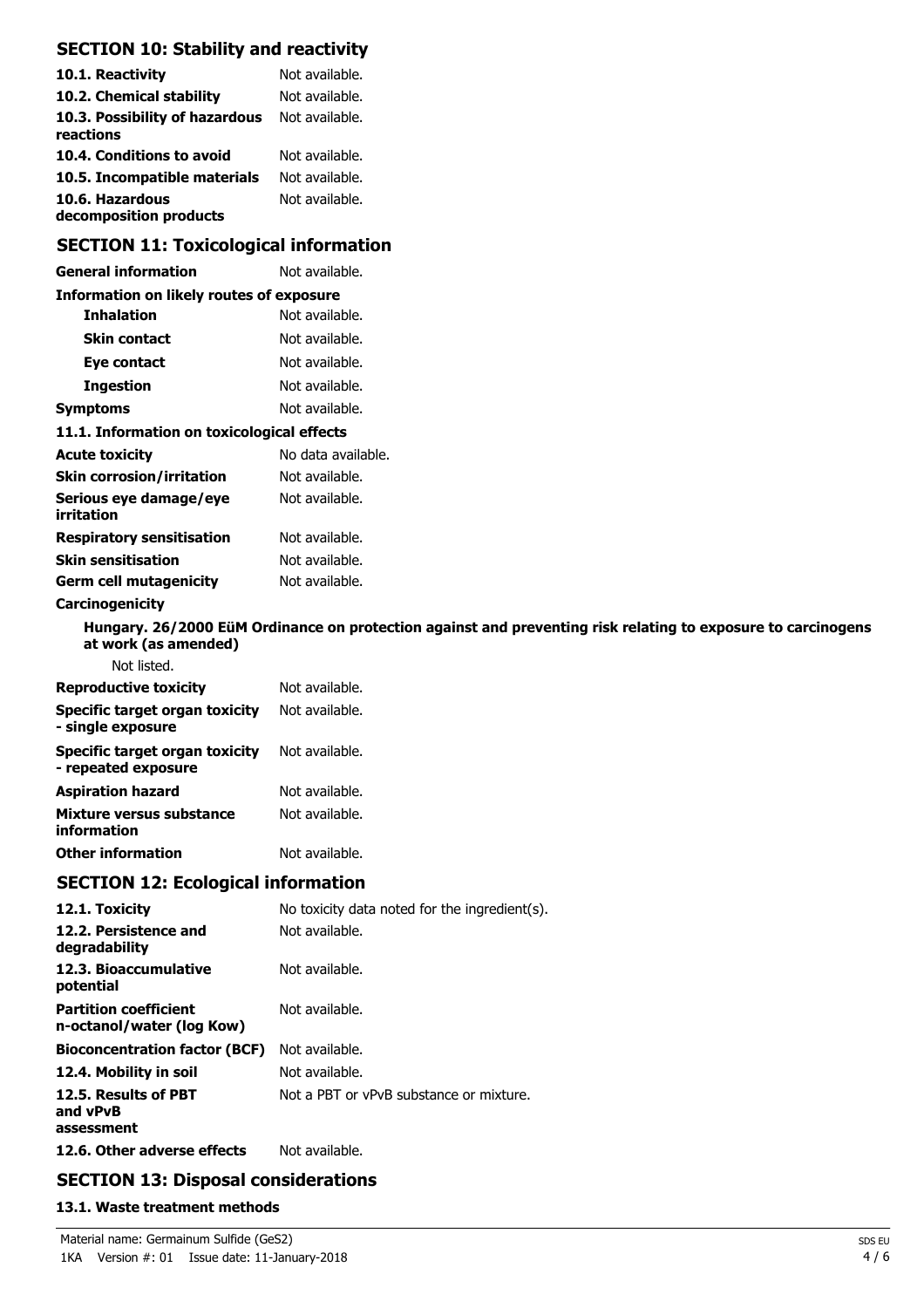## SECTION 10: Stability and reactivity

**10.1. Reactivity** Not available.

**10.2. Chemical stability** Not available.

**10.3. Possibility of hazardous reactions** Not available.

**10.4. Conditions to avoid** Not available.

**10.5. Incompatible materials** Not available.

**10.6. Hazardous decomposition products** Not available.

## SECTION 11: Toxicological information

**General information** Not available.

**Information on likely routes of exposure**

**Inhalation** Not available.

**Skin contact** Not available.

**Eye contact** Not available.

**Ingestion** Not available.

**Symptoms** Not available.

**11.1. Information on toxicological effects**

**Acute toxicity** No data available.

**Skin corrosion/irritation** Not available.

**Serious eye damage/eye irritation** Not available.

**Respiratory sensitisation** Not available.

**Skin sensitisation** Not available.

**Germ cell mutagenicity** Not available.

**Carcinogenicity**

**Hungary. 26/2000 EüM Ordinance on protection against and preventing risk relating to exposure to carcinogens at work (as amended)**

Not listed.

**Reproductive toxicity** Not available.

**Specific target organ toxicity - single exposure** Not available.

**Specific target organ toxicity - repeated exposure** Not available.

**Aspiration hazard** Not available.

**Mixture versus substance information** Not available.

**Other information** Not available.

## SECTION 12: Ecological information

**12.1. Toxicity** No toxicity data noted for the ingredient(s).

**12.2. Persistence and degradability** Not available.

**12.3. Bioaccumulative potential** Not available.

**Partition coefficient n-octanol/water (log Kow)** Not available.

**Bioconcentration factor (BCF)** Not available.

**12.4. Mobility in soil** Not available.

**12.5. Results of PBT and vPvB assessment** Not a PBT or vPvB substance or mixture.

**12.6. Other adverse effects** Not available.

## SECTION 13: Disposal considerations

**13.1. Waste treatment methods**

Material name: Germainum Sulfide (GeS2)
1KA Version #: 01 Issue date: 11-January-2018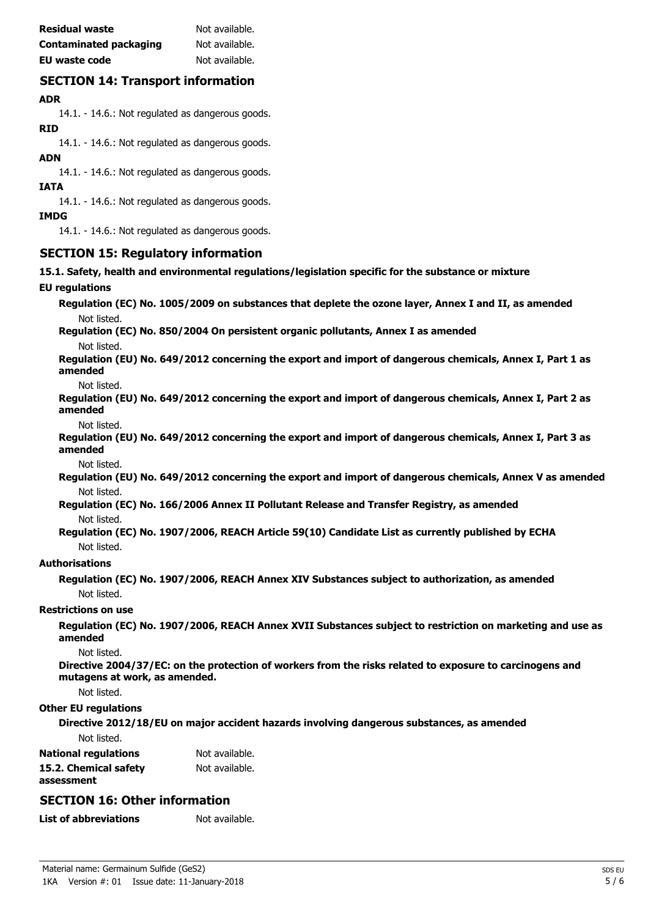| | |
|---|---|
| **Residual waste** | Not available. |
| **Contaminated packaging** | Not available. |
| **EU waste code** | Not available. |

## SECTION 14: Transport information

**ADR**

14.1. - 14.6.: Not regulated as dangerous goods.

**RID**

14.1. - 14.6.: Not regulated as dangerous goods.

**ADN**

14.1. - 14.6.: Not regulated as dangerous goods.

**IATA**

14.1. - 14.6.: Not regulated as dangerous goods.

**IMDG**

14.1. - 14.6.: Not regulated as dangerous goods.

## SECTION 15: Regulatory information

**15.1. Safety, health and environmental regulations/legislation specific for the substance or mixture**

**EU regulations**

**Regulation (EC) No. 1005/2009 on substances that deplete the ozone layer, Annex I and II, as amended**

Not listed.

**Regulation (EC) No. 850/2004 On persistent organic pollutants, Annex I as amended**

Not listed.

**Regulation (EU) No. 649/2012 concerning the export and import of dangerous chemicals, Annex I, Part 1 as amended**

Not listed.

**Regulation (EU) No. 649/2012 concerning the export and import of dangerous chemicals, Annex I, Part 2 as amended**

Not listed.

**Regulation (EU) No. 649/2012 concerning the export and import of dangerous chemicals, Annex I, Part 3 as amended**

Not listed.

**Regulation (EU) No. 649/2012 concerning the export and import of dangerous chemicals, Annex V as amended**

Not listed.

**Regulation (EC) No. 166/2006 Annex II Pollutant Release and Transfer Registry, as amended**

Not listed.

**Regulation (EC) No. 1907/2006, REACH Article 59(10) Candidate List as currently published by ECHA**

Not listed.

**Authorisations**

**Regulation (EC) No. 1907/2006, REACH Annex XIV Substances subject to authorization, as amended**

Not listed.

**Restrictions on use**

**Regulation (EC) No. 1907/2006, REACH Annex XVII Substances subject to restriction on marketing and use as amended**

Not listed.

**Directive 2004/37/EC: on the protection of workers from the risks related to exposure to carcinogens and mutagens at work, as amended.**

Not listed.

**Other EU regulations**

**Directive 2012/18/EU on major accident hazards involving dangerous substances, as amended**

Not listed.

| | |
|---|---|
| **National regulations** | Not available. |
| **15.2. Chemical safety assessment** | Not available. |

## SECTION 16: Other information

| | |
|---|---|
| **List of abbreviations** | Not available. |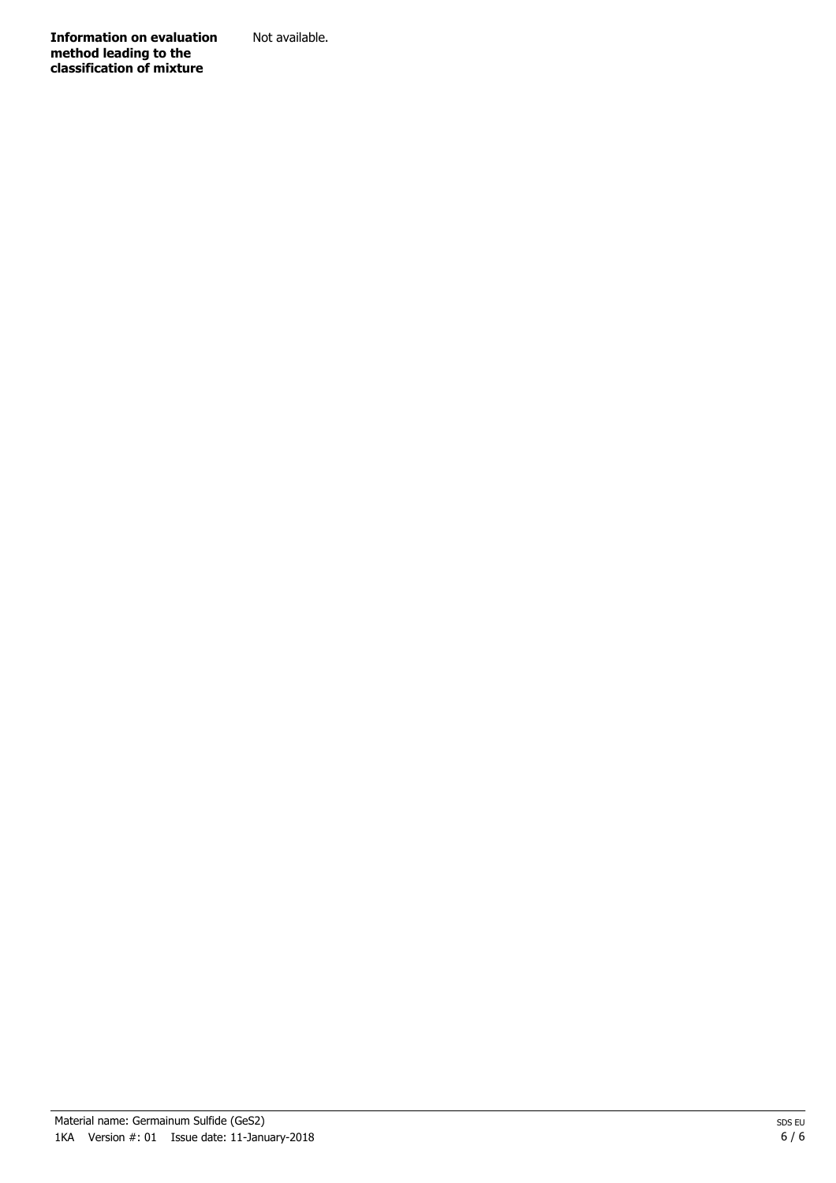| | |
|---|---|
| **Information on evaluation method leading to the classification of mixture** | Not available. |